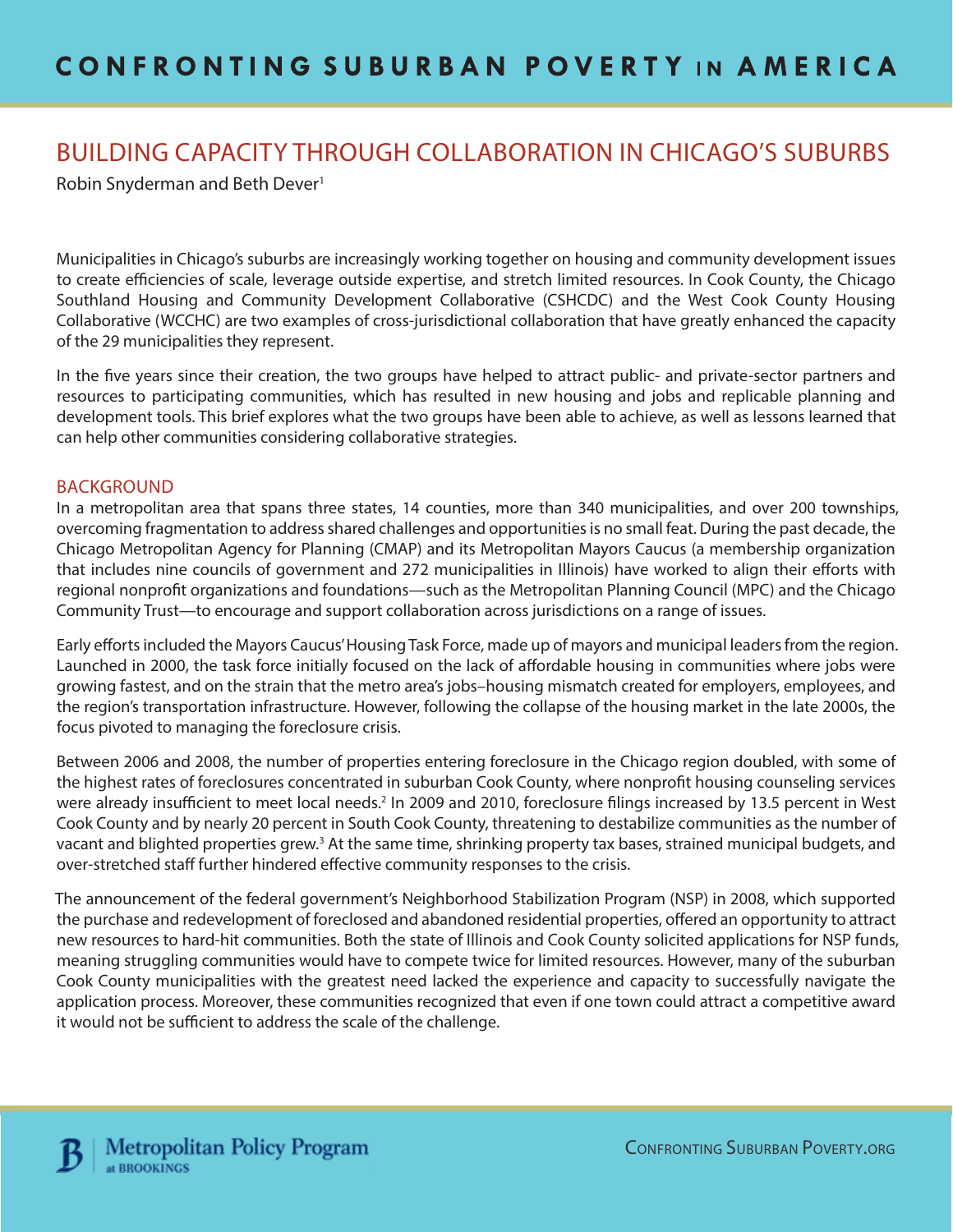# BUILDING CAPACITY THROUGH COLLABORATION IN CHICAGO'S SUBURBS

Robin Snyderman and Beth Dever[1]

Municipalities in Chicago's suburbs are increasingly working together on housing and community development issues to create efficiencies of scale, leverage outside expertise, and stretch limited resources. In Cook County, the Chicago Southland Housing and Community Development Collaborative (CSHCDC) and the West Cook County Housing Collaborative (WCCHC) are two examples of cross-jurisdictional collaboration that have greatly enhanced the capacity of the 29 municipalities they represent.

In the five years since their creation, the two groups have helped to attract public- and private-sector partners and resources to participating communities, which has resulted in new housing and jobs and replicable planning and development tools. This brief explores what the two groups have been able to achieve, as well as lessons learned that can help other communities considering collaborative strategies.

## BACKGROUND

In a metropolitan area that spans three states, 14 counties, more than 340 municipalities, and over 200 townships, overcoming fragmentation to address shared challenges and opportunities is no small feat. During the past decade, the Chicago Metropolitan Agency for Planning (CMAP) and its Metropolitan Mayors Caucus (a membership organization that includes nine councils of government and 272 municipalities in Illinois) have worked to align their efforts with regional nonprofit organizations and foundations—such as the Metropolitan Planning Council (MPC) and the Chicago Community Trust—to encourage and support collaboration across jurisdictions on a range of issues.

Early efforts included the Mayors Caucus' Housing Task Force, made up of mayors and municipal leaders from the region. Launched in 2000, the task force initially focused on the lack of affordable housing in communities where jobs were growing fastest, and on the strain that the metro area's jobs–housing mismatch created for employers, employees, and the region's transportation infrastructure. However, following the collapse of the housing market in the late 2000s, the focus pivoted to managing the foreclosure crisis.

Between 2006 and 2008, the number of properties entering foreclosure in the Chicago region doubled, with some of the highest rates of foreclosures concentrated in suburban Cook County, where nonprofit housing counseling services were already insufficient to meet local needs.[2] In 2009 and 2010, foreclosure filings increased by 13.5 percent in West Cook County and by nearly 20 percent in South Cook County, threatening to destabilize communities as the number of vacant and blighted properties grew.[3] At the same time, shrinking property tax bases, strained municipal budgets, and over-stretched staff further hindered effective community responses to the crisis.

The announcement of the federal government's Neighborhood Stabilization Program (NSP) in 2008, which supported the purchase and redevelopment of foreclosed and abandoned residential properties, offered an opportunity to attract new resources to hard-hit communities. Both the state of Illinois and Cook County solicited applications for NSP funds, meaning struggling communities would have to compete twice for limited resources. However, many of the suburban Cook County municipalities with the greatest need lacked the experience and capacity to successfully navigate the application process. Moreover, these communities recognized that even if one town could attract a competitive award it would not be sufficient to address the scale of the challenge.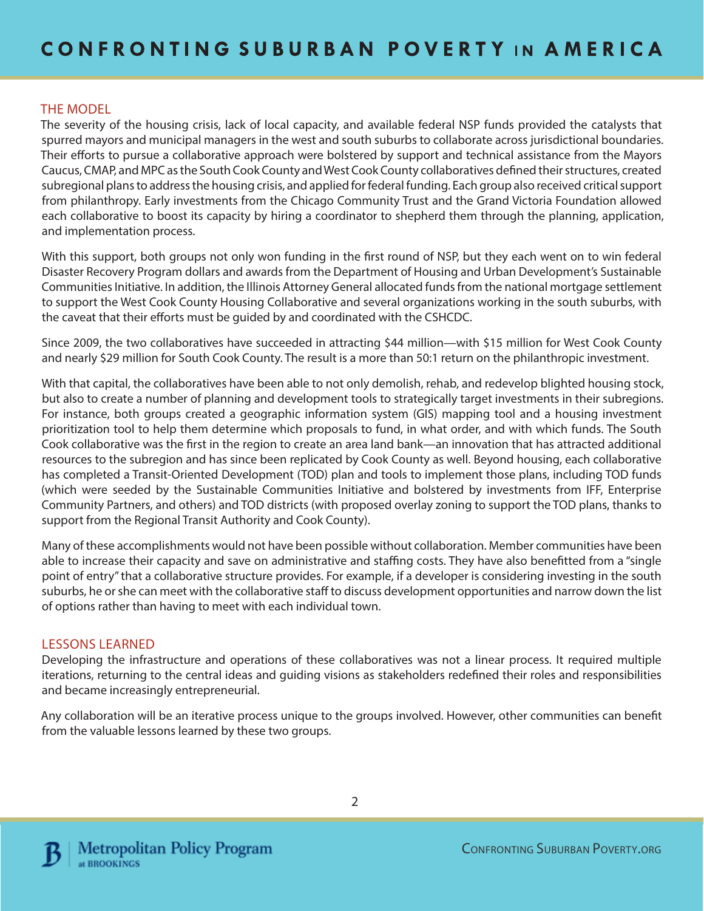## THE MODEL

The severity of the housing crisis, lack of local capacity, and available federal NSP funds provided the catalysts that spurred mayors and municipal managers in the west and south suburbs to collaborate across jurisdictional boundaries. Their efforts to pursue a collaborative approach were bolstered by support and technical assistance from the Mayors Caucus, CMAP, and MPC as the South Cook County and West Cook County collaboratives defined their structures, created subregional plans to address the housing crisis, and applied for federal funding. Each group also received critical support from philanthropy. Early investments from the Chicago Community Trust and the Grand Victoria Foundation allowed each collaborative to boost its capacity by hiring a coordinator to shepherd them through the planning, application, and implementation process.

With this support, both groups not only won funding in the first round of NSP, but they each went on to win federal Disaster Recovery Program dollars and awards from the Department of Housing and Urban Development's Sustainable Communities Initiative. In addition, the Illinois Attorney General allocated funds from the national mortgage settlement to support the West Cook County Housing Collaborative and several organizations working in the south suburbs, with the caveat that their efforts must be guided by and coordinated with the CSHCDC.

Since 2009, the two collaboratives have succeeded in attracting $44 million—with $15 million for West Cook County and nearly $29 million for South Cook County. The result is a more than 50:1 return on the philanthropic investment.

With that capital, the collaboratives have been able to not only demolish, rehab, and redevelop blighted housing stock, but also to create a number of planning and development tools to strategically target investments in their subregions. For instance, both groups created a geographic information system (GIS) mapping tool and a housing investment prioritization tool to help them determine which proposals to fund, in what order, and with which funds. The South Cook collaborative was the first in the region to create an area land bank—an innovation that has attracted additional resources to the subregion and has since been replicated by Cook County as well. Beyond housing, each collaborative has completed a Transit-Oriented Development (TOD) plan and tools to implement those plans, including TOD funds (which were seeded by the Sustainable Communities Initiative and bolstered by investments from IFF, Enterprise Community Partners, and others) and TOD districts (with proposed overlay zoning to support the TOD plans, thanks to support from the Regional Transit Authority and Cook County).

Many of these accomplishments would not have been possible without collaboration. Member communities have been able to increase their capacity and save on administrative and staffing costs. They have also benefitted from a "single point of entry" that a collaborative structure provides. For example, if a developer is considering investing in the south suburbs, he or she can meet with the collaborative staff to discuss development opportunities and narrow down the list of options rather than having to meet with each individual town.

## LESSONS LEARNED

Developing the infrastructure and operations of these collaboratives was not a linear process. It required multiple iterations, returning to the central ideas and guiding visions as stakeholders redefined their roles and responsibilities and became increasingly entrepreneurial.

Any collaboration will be an iterative process unique to the groups involved. However, other communities can benefit from the valuable lessons learned by these two groups.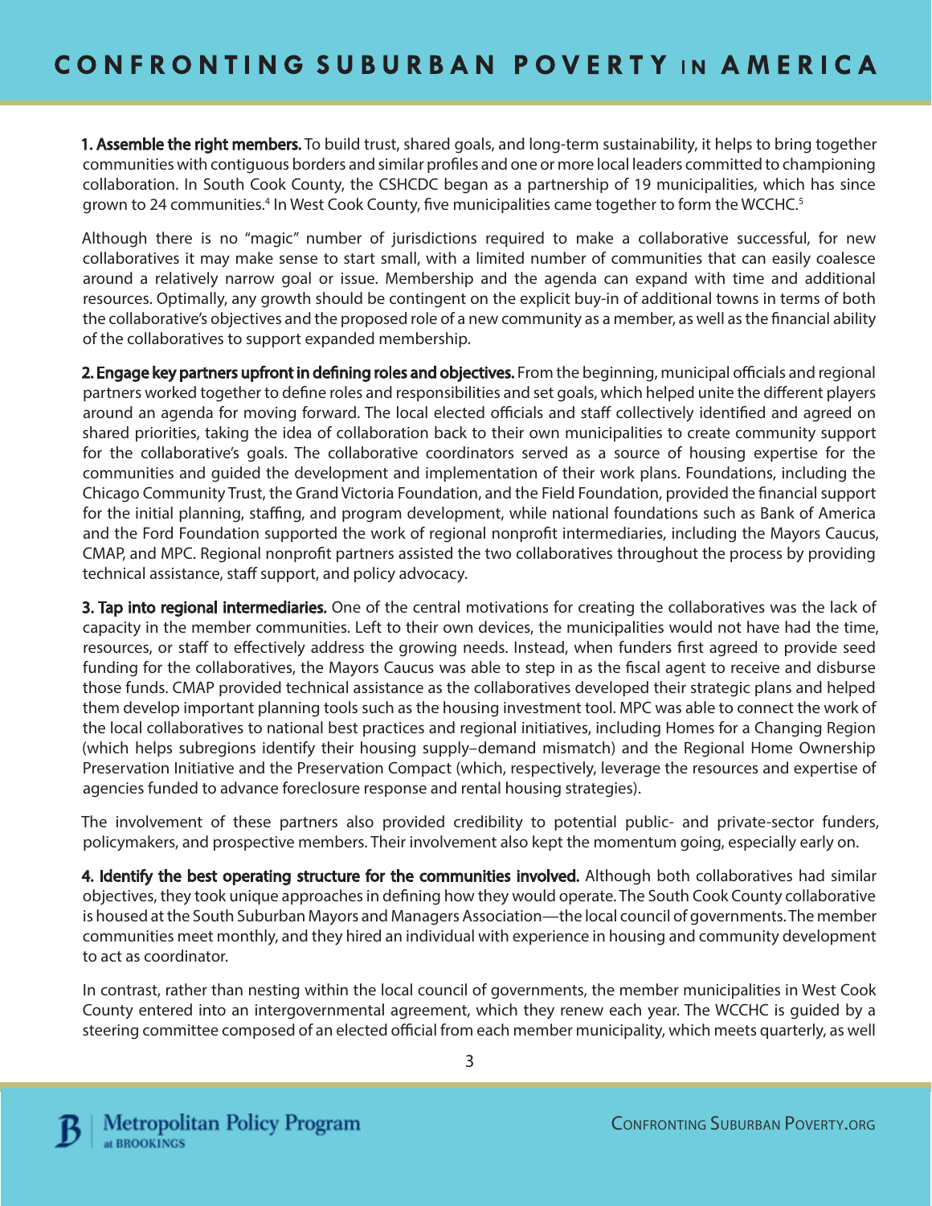**1. Assemble the right members.** To build trust, shared goals, and long-term sustainability, it helps to bring together communities with contiguous borders and similar profiles and one or more local leaders committed to championing collaboration. In South Cook County, the CSHCDC began as a partnership of 19 municipalities, which has since grown to 24 communities.[4] In West Cook County, five municipalities came together to form the WCCHC.[5]

Although there is no "magic" number of jurisdictions required to make a collaborative successful, for new collaboratives it may make sense to start small, with a limited number of communities that can easily coalesce around a relatively narrow goal or issue. Membership and the agenda can expand with time and additional resources. Optimally, any growth should be contingent on the explicit buy-in of additional towns in terms of both the collaborative's objectives and the proposed role of a new community as a member, as well as the financial ability of the collaboratives to support expanded membership.

**2. Engage key partners upfront in defining roles and objectives.** From the beginning, municipal officials and regional partners worked together to define roles and responsibilities and set goals, which helped unite the different players around an agenda for moving forward. The local elected officials and staff collectively identified and agreed on shared priorities, taking the idea of collaboration back to their own municipalities to create community support for the collaborative's goals. The collaborative coordinators served as a source of housing expertise for the communities and guided the development and implementation of their work plans. Foundations, including the Chicago Community Trust, the Grand Victoria Foundation, and the Field Foundation, provided the financial support for the initial planning, staffing, and program development, while national foundations such as Bank of America and the Ford Foundation supported the work of regional nonprofit intermediaries, including the Mayors Caucus, CMAP, and MPC. Regional nonprofit partners assisted the two collaboratives throughout the process by providing technical assistance, staff support, and policy advocacy.

**3. Tap into regional intermediaries.** One of the central motivations for creating the collaboratives was the lack of capacity in the member communities. Left to their own devices, the municipalities would not have had the time, resources, or staff to effectively address the growing needs. Instead, when funders first agreed to provide seed funding for the collaboratives, the Mayors Caucus was able to step in as the fiscal agent to receive and disburse those funds. CMAP provided technical assistance as the collaboratives developed their strategic plans and helped them develop important planning tools such as the housing investment tool. MPC was able to connect the work of the local collaboratives to national best practices and regional initiatives, including Homes for a Changing Region (which helps subregions identify their housing supply–demand mismatch) and the Regional Home Ownership Preservation Initiative and the Preservation Compact (which, respectively, leverage the resources and expertise of agencies funded to advance foreclosure response and rental housing strategies).

The involvement of these partners also provided credibility to potential public- and private-sector funders, policymakers, and prospective members. Their involvement also kept the momentum going, especially early on.

**4. Identify the best operating structure for the communities involved.** Although both collaboratives had similar objectives, they took unique approaches in defining how they would operate. The South Cook County collaborative is housed at the South Suburban Mayors and Managers Association—the local council of governments. The member communities meet monthly, and they hired an individual with experience in housing and community development to act as coordinator.

In contrast, rather than nesting within the local council of governments, the member municipalities in West Cook County entered into an intergovernmental agreement, which they renew each year. The WCCHC is guided by a steering committee composed of an elected official from each member municipality, which meets quarterly, as well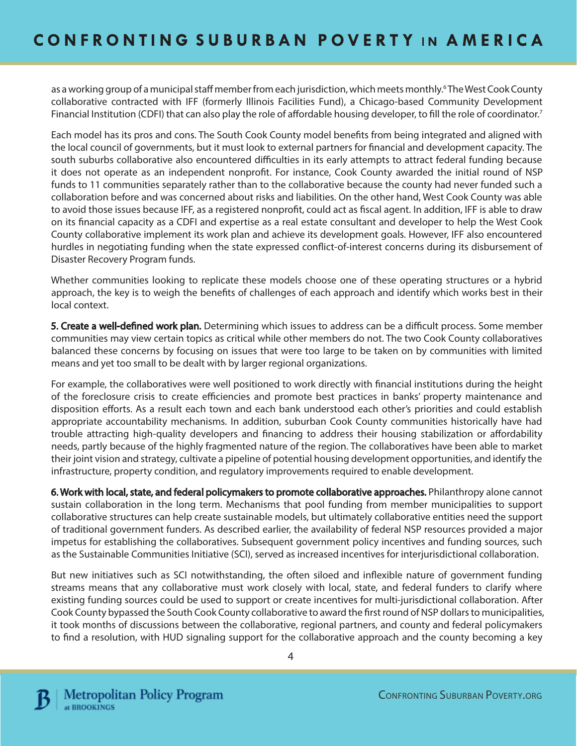as a working group of a municipal staff member from each jurisdiction, which meets monthly.[6] The West Cook County collaborative contracted with IFF (formerly Illinois Facilities Fund), a Chicago-based Community Development Financial Institution (CDFI) that can also play the role of affordable housing developer, to fill the role of coordinator.[7]

Each model has its pros and cons. The South Cook County model benefits from being integrated and aligned with the local council of governments, but it must look to external partners for financial and development capacity. The south suburbs collaborative also encountered difficulties in its early attempts to attract federal funding because it does not operate as an independent nonprofit. For instance, Cook County awarded the initial round of NSP funds to 11 communities separately rather than to the collaborative because the county had never funded such a collaboration before and was concerned about risks and liabilities. On the other hand, West Cook County was able to avoid those issues because IFF, as a registered nonprofit, could act as fiscal agent. In addition, IFF is able to draw on its financial capacity as a CDFI and expertise as a real estate consultant and developer to help the West Cook County collaborative implement its work plan and achieve its development goals. However, IFF also encountered hurdles in negotiating funding when the state expressed conflict-of-interest concerns during its disbursement of Disaster Recovery Program funds.

Whether communities looking to replicate these models choose one of these operating structures or a hybrid approach, the key is to weigh the benefits of challenges of each approach and identify which works best in their local context.

**5. Create a well-defined work plan.** Determining which issues to address can be a difficult process. Some member communities may view certain topics as critical while other members do not. The two Cook County collaboratives balanced these concerns by focusing on issues that were too large to be taken on by communities with limited means and yet too small to be dealt with by larger regional organizations.

For example, the collaboratives were well positioned to work directly with financial institutions during the height of the foreclosure crisis to create efficiencies and promote best practices in banks' property maintenance and disposition efforts. As a result each town and each bank understood each other's priorities and could establish appropriate accountability mechanisms. In addition, suburban Cook County communities historically have had trouble attracting high-quality developers and financing to address their housing stabilization or affordability needs, partly because of the highly fragmented nature of the region. The collaboratives have been able to market their joint vision and strategy, cultivate a pipeline of potential housing development opportunities, and identify the infrastructure, property condition, and regulatory improvements required to enable development.

**6. Work with local, state, and federal policymakers to promote collaborative approaches.** Philanthropy alone cannot sustain collaboration in the long term. Mechanisms that pool funding from member municipalities to support collaborative structures can help create sustainable models, but ultimately collaborative entities need the support of traditional government funders. As described earlier, the availability of federal NSP resources provided a major impetus for establishing the collaboratives. Subsequent government policy incentives and funding sources, such as the Sustainable Communities Initiative (SCI), served as increased incentives for interjurisdictional collaboration.

But new initiatives such as SCI notwithstanding, the often siloed and inflexible nature of government funding streams means that any collaborative must work closely with local, state, and federal funders to clarify where existing funding sources could be used to support or create incentives for multi-jurisdictional collaboration. After Cook County bypassed the South Cook County collaborative to award the first round of NSP dollars to municipalities, it took months of discussions between the collaborative, regional partners, and county and federal policymakers to find a resolution, with HUD signaling support for the collaborative approach and the county becoming a key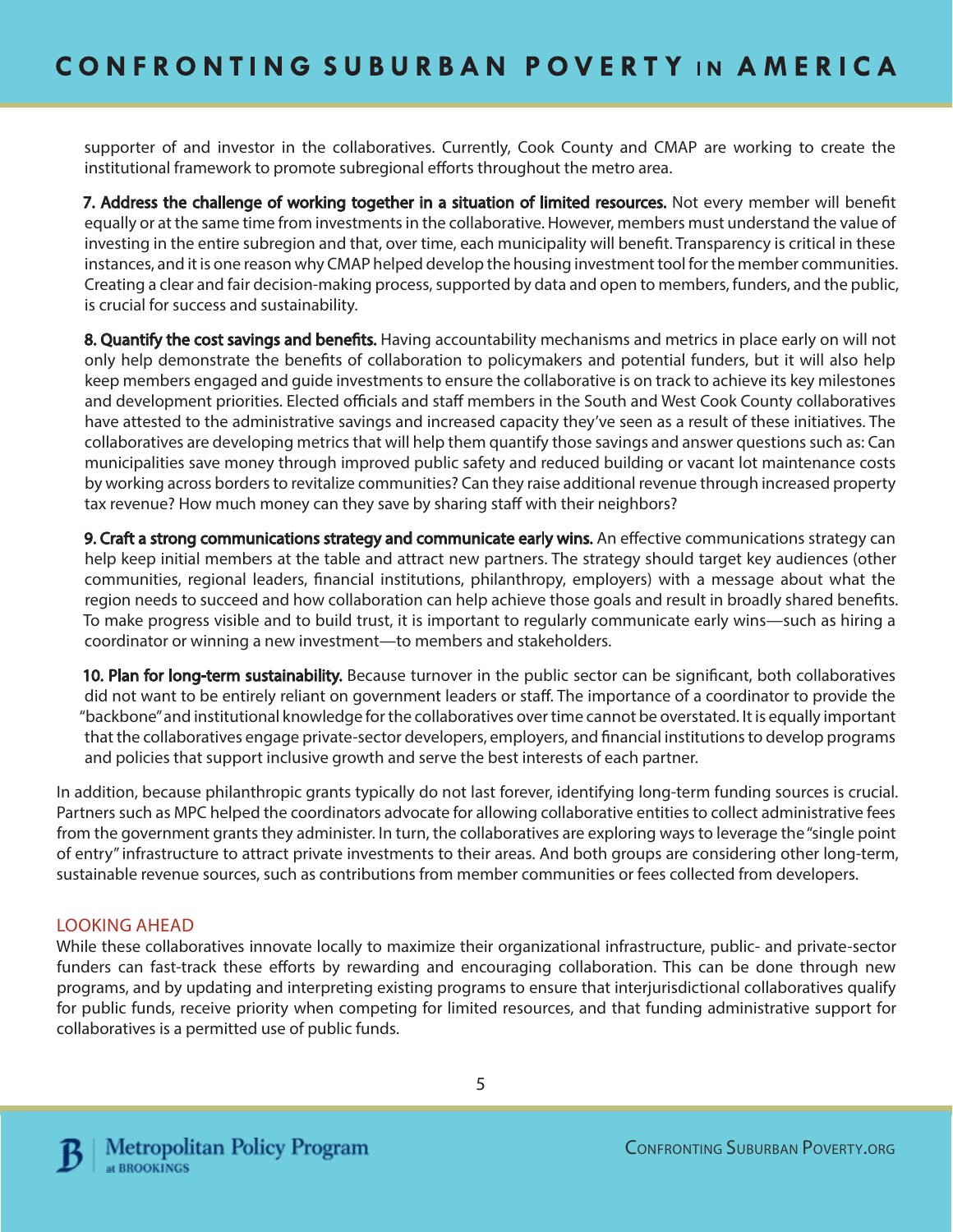supporter of and investor in the collaboratives. Currently, Cook County and CMAP are working to create the institutional framework to promote subregional efforts throughout the metro area.

**7. Address the challenge of working together in a situation of limited resources.** Not every member will benefit equally or at the same time from investments in the collaborative. However, members must understand the value of investing in the entire subregion and that, over time, each municipality will benefit. Transparency is critical in these instances, and it is one reason why CMAP helped develop the housing investment tool for the member communities. Creating a clear and fair decision-making process, supported by data and open to members, funders, and the public, is crucial for success and sustainability.

**8. Quantify the cost savings and benefits.** Having accountability mechanisms and metrics in place early on will not only help demonstrate the benefits of collaboration to policymakers and potential funders, but it will also help keep members engaged and guide investments to ensure the collaborative is on track to achieve its key milestones and development priorities. Elected officials and staff members in the South and West Cook County collaboratives have attested to the administrative savings and increased capacity they've seen as a result of these initiatives. The collaboratives are developing metrics that will help them quantify those savings and answer questions such as: Can municipalities save money through improved public safety and reduced building or vacant lot maintenance costs by working across borders to revitalize communities? Can they raise additional revenue through increased property tax revenue? How much money can they save by sharing staff with their neighbors?

**9. Craft a strong communications strategy and communicate early wins.** An effective communications strategy can help keep initial members at the table and attract new partners. The strategy should target key audiences (other communities, regional leaders, financial institutions, philanthropy, employers) with a message about what the region needs to succeed and how collaboration can help achieve those goals and result in broadly shared benefits. To make progress visible and to build trust, it is important to regularly communicate early wins—such as hiring a coordinator or winning a new investment—to members and stakeholders.

**10. Plan for long-term sustainability.** Because turnover in the public sector can be significant, both collaboratives did not want to be entirely reliant on government leaders or staff. The importance of a coordinator to provide the "backbone" and institutional knowledge for the collaboratives over time cannot be overstated. It is equally important that the collaboratives engage private-sector developers, employers, and financial institutions to develop programs and policies that support inclusive growth and serve the best interests of each partner.

In addition, because philanthropic grants typically do not last forever, identifying long-term funding sources is crucial. Partners such as MPC helped the coordinators advocate for allowing collaborative entities to collect administrative fees from the government grants they administer. In turn, the collaboratives are exploring ways to leverage the "single point of entry" infrastructure to attract private investments to their areas. And both groups are considering other long-term, sustainable revenue sources, such as contributions from member communities or fees collected from developers.

## LOOKING AHEAD

While these collaboratives innovate locally to maximize their organizational infrastructure, public- and private-sector funders can fast-track these efforts by rewarding and encouraging collaboration. This can be done through new programs, and by updating and interpreting existing programs to ensure that interjurisdictional collaboratives qualify for public funds, receive priority when competing for limited resources, and that funding administrative support for collaboratives is a permitted use of public funds.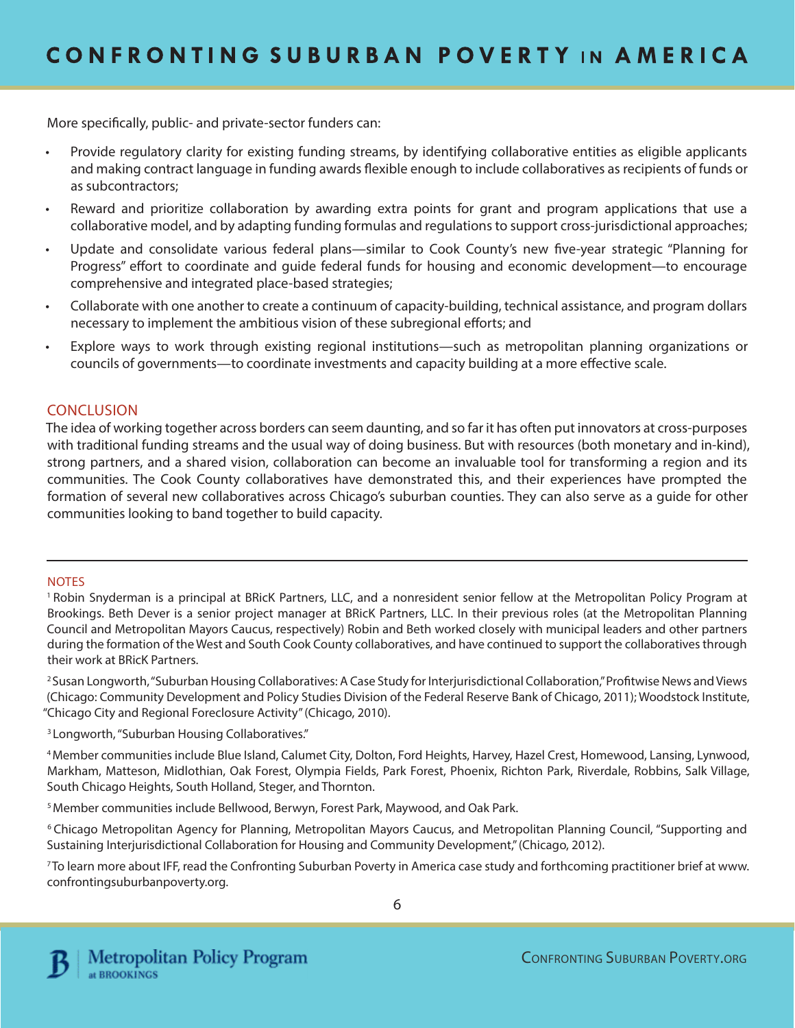More specifically, public- and private-sector funders can:

- Provide regulatory clarity for existing funding streams, by identifying collaborative entities as eligible applicants and making contract language in funding awards flexible enough to include collaboratives as recipients of funds or as subcontractors;
- Reward and prioritize collaboration by awarding extra points for grant and program applications that use a collaborative model, and by adapting funding formulas and regulations to support cross-jurisdictional approaches;
- Update and consolidate various federal plans—similar to Cook County's new five-year strategic "Planning for Progress" effort to coordinate and guide federal funds for housing and economic development—to encourage comprehensive and integrated place-based strategies;
- Collaborate with one another to create a continuum of capacity-building, technical assistance, and program dollars necessary to implement the ambitious vision of these subregional efforts; and
- Explore ways to work through existing regional institutions—such as metropolitan planning organizations or councils of governments—to coordinate investments and capacity building at a more effective scale.

## CONCLUSION

The idea of working together across borders can seem daunting, and so far it has often put innovators at cross-purposes with traditional funding streams and the usual way of doing business. But with resources (both monetary and in-kind), strong partners, and a shared vision, collaboration can become an invaluable tool for transforming a region and its communities. The Cook County collaboratives have demonstrated this, and their experiences have prompted the formation of several new collaboratives across Chicago's suburban counties. They can also serve as a guide for other communities looking to band together to build capacity.

---

### NOTES

[1] Robin Snyderman is a principal at BRicK Partners, LLC, and a nonresident senior fellow at the Metropolitan Policy Program at Brookings. Beth Dever is a senior project manager at BRicK Partners, LLC. In their previous roles (at the Metropolitan Planning Council and Metropolitan Mayors Caucus, respectively) Robin and Beth worked closely with municipal leaders and other partners during the formation of the West and South Cook County collaboratives, and have continued to support the collaboratives through their work at BRicK Partners.

[2] Susan Longworth, "Suburban Housing Collaboratives: A Case Study for Interjurisdictional Collaboration," Profitwise News and Views (Chicago: Community Development and Policy Studies Division of the Federal Reserve Bank of Chicago, 2011); Woodstock Institute, "Chicago City and Regional Foreclosure Activity" (Chicago, 2010).

[3] Longworth, "Suburban Housing Collaboratives."

[4] Member communities include Blue Island, Calumet City, Dolton, Ford Heights, Harvey, Hazel Crest, Homewood, Lansing, Lynwood, Markham, Matteson, Midlothian, Oak Forest, Olympia Fields, Park Forest, Phoenix, Richton Park, Riverdale, Robbins, Salk Village, South Chicago Heights, South Holland, Steger, and Thornton.

[5] Member communities include Bellwood, Berwyn, Forest Park, Maywood, and Oak Park.

[6] Chicago Metropolitan Agency for Planning, Metropolitan Mayors Caucus, and Metropolitan Planning Council, "Supporting and Sustaining Interjurisdictional Collaboration for Housing and Community Development," (Chicago, 2012).

[7] To learn more about IFF, read the Confronting Suburban Poverty in America case study and forthcoming practitioner brief at www.confrontingsuburbanpoverty.org.